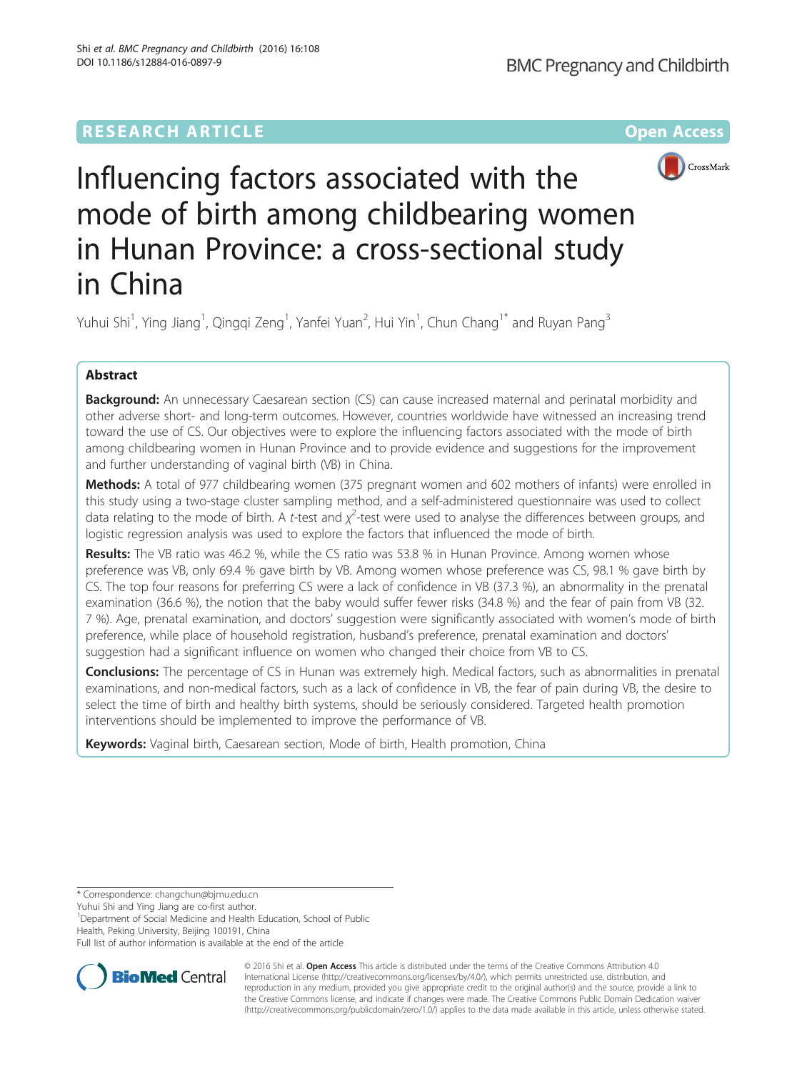RESEARCH ARTICLE

Open Access

# Influencing factors associated with the mode of birth among childbearing women in Hunan Province: a cross-sectional study in China

Yuhui Shi[1], Ying Jiang[1], Qingqi Zeng[1], Yanfei Yuan[2], Hui Yin[1], Chun Chang[1*] and Ruyan Pang[3]

## Abstract

**Background:** An unnecessary Caesarean section (CS) can cause increased maternal and perinatal morbidity and other adverse short- and long-term outcomes. However, countries worldwide have witnessed an increasing trend toward the use of CS. Our objectives were to explore the influencing factors associated with the mode of birth among childbearing women in Hunan Province and to provide evidence and suggestions for the improvement and further understanding of vaginal birth (VB) in China.

**Methods:** A total of 977 childbearing women (375 pregnant women and 602 mothers of infants) were enrolled in this study using a two-stage cluster sampling method, and a self-administered questionnaire was used to collect data relating to the mode of birth. A *t*-test and $\chi^2$-test were used to analyse the differences between groups, and logistic regression analysis was used to explore the factors that influenced the mode of birth.

**Results:** The VB ratio was 46.2 %, while the CS ratio was 53.8 % in Hunan Province. Among women whose preference was VB, only 69.4 % gave birth by VB. Among women whose preference was CS, 98.1 % gave birth by CS. The top four reasons for preferring CS were a lack of confidence in VB (37.3 %), an abnormality in the prenatal examination (36.6 %), the notion that the baby would suffer fewer risks (34.8 %) and the fear of pain from VB (32.7 %). Age, prenatal examination, and doctors' suggestion were significantly associated with women's mode of birth preference, while place of household registration, husband's preference, prenatal examination and doctors' suggestion had a significant influence on women who changed their choice from VB to CS.

**Conclusions:** The percentage of CS in Hunan was extremely high. Medical factors, such as abnormalities in prenatal examinations, and non-medical factors, such as a lack of confidence in VB, the fear of pain during VB, the desire to select the time of birth and healthy birth systems, should be seriously considered. Targeted health promotion interventions should be implemented to improve the performance of VB.

**Keywords:** Vaginal birth, Caesarean section, Mode of birth, Health promotion, China

\* Correspondence: changchun@bjmu.edu.cn
Yuhui Shi and Ying Jiang are co-first author.
[1]Department of Social Medicine and Health Education, School of Public Health, Peking University, Beijing 100191, China
Full list of author information is available at the end of the article

© 2016 Shi et al. **Open Access** This article is distributed under the terms of the Creative Commons Attribution 4.0 International License (http://creativecommons.org/licenses/by/4.0/), which permits unrestricted use, distribution, and reproduction in any medium, provided you give appropriate credit to the original author(s) and the source, provide a link to the Creative Commons license, and indicate if changes were made. The Creative Commons Public Domain Dedication waiver (http://creativecommons.org/publicdomain/zero/1.0/) applies to the data made available in this article, unless otherwise stated.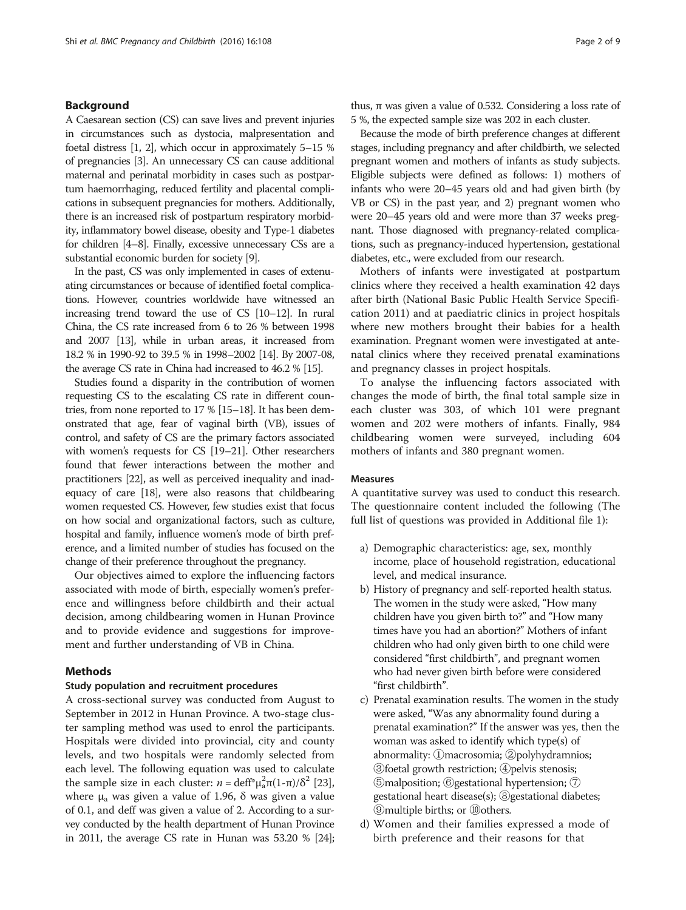## Background

A Caesarean section (CS) can save lives and prevent injuries in circumstances such as dystocia, malpresentation and foetal distress [1, 2], which occur in approximately 5–15 % of pregnancies [3]. An unnecessary CS can cause additional maternal and perinatal morbidity in cases such as postpartum haemorrhaging, reduced fertility and placental complications in subsequent pregnancies for mothers. Additionally, there is an increased risk of postpartum respiratory morbidity, inflammatory bowel disease, obesity and Type-1 diabetes for children [4–8]. Finally, excessive unnecessary CSs are a substantial economic burden for society [9].

In the past, CS was only implemented in cases of extenuating circumstances or because of identified foetal complications. However, countries worldwide have witnessed an increasing trend toward the use of CS [10–12]. In rural China, the CS rate increased from 6 to 26 % between 1998 and 2007 [13], while in urban areas, it increased from 18.2 % in 1990-92 to 39.5 % in 1998–2002 [14]. By 2007-08, the average CS rate in China had increased to 46.2 % [15].

Studies found a disparity in the contribution of women requesting CS to the escalating CS rate in different countries, from none reported to 17 % [15–18]. It has been demonstrated that age, fear of vaginal birth (VB), issues of control, and safety of CS are the primary factors associated with women's requests for CS [19–21]. Other researchers found that fewer interactions between the mother and practitioners [22], as well as perceived inequality and inadequacy of care [18], were also reasons that childbearing women requested CS. However, few studies exist that focus on how social and organizational factors, such as culture, hospital and family, influence women's mode of birth preference, and a limited number of studies has focused on the change of their preference throughout the pregnancy.

Our objectives aimed to explore the influencing factors associated with mode of birth, especially women's preference and willingness before childbirth and their actual decision, among childbearing women in Hunan Province and to provide evidence and suggestions for improvement and further understanding of VB in China.

## Methods

### Study population and recruitment procedures

A cross-sectional survey was conducted from August to September in 2012 in Hunan Province. A two-stage cluster sampling method was used to enrol the participants. Hospitals were divided into provincial, city and county levels, and two hospitals were randomly selected from each level. The following equation was used to calculate the sample size in each cluster: $n = \text{deff}{*}\mu_a^2\pi(1\text{-}\pi)/\delta^2$ [23], where $\mu_a$ was given a value of 1.96, $\delta$ was given a value of 0.1, and deff was given a value of 2. According to a survey conducted by the health department of Hunan Province in 2011, the average CS rate in Hunan was 53.20 % [24]; thus, $\pi$ was given a value of 0.532. Considering a loss rate of 5 %, the expected sample size was 202 in each cluster.

Because the mode of birth preference changes at different stages, including pregnancy and after childbirth, we selected pregnant women and mothers of infants as study subjects. Eligible subjects were defined as follows: 1) mothers of infants who were 20–45 years old and had given birth (by VB or CS) in the past year, and 2) pregnant women who were 20–45 years old and were more than 37 weeks pregnant. Those diagnosed with pregnancy-related complications, such as pregnancy-induced hypertension, gestational diabetes, etc., were excluded from our research.

Mothers of infants were investigated at postpartum clinics where they received a health examination 42 days after birth (National Basic Public Health Service Specification 2011) and at paediatric clinics in project hospitals where new mothers brought their babies for a health examination. Pregnant women were investigated at antenatal clinics where they received prenatal examinations and pregnancy classes in project hospitals.

To analyse the influencing factors associated with changes the mode of birth, the final total sample size in each cluster was 303, of which 101 were pregnant women and 202 were mothers of infants. Finally, 984 childbearing women were surveyed, including 604 mothers of infants and 380 pregnant women.

### Measures

A quantitative survey was used to conduct this research. The questionnaire content included the following (The full list of questions was provided in Additional file 1):

a) Demographic characteristics: age, sex, monthly income, place of household registration, educational level, and medical insurance.
b) History of pregnancy and self-reported health status. The women in the study were asked, "How many children have you given birth to?" and "How many times have you had an abortion?" Mothers of infant children who had only given birth to one child were considered "first childbirth", and pregnant women who had never given birth before were considered "first childbirth".
c) Prenatal examination results. The women in the study were asked, "Was any abnormality found during a prenatal examination?" If the answer was yes, then the woman was asked to identify which type(s) of abnormality: ①macrosomia; ②polyhydramnios; ③foetal growth restriction; ④pelvis stenosis; ⑤malposition; ⑥gestational hypertension; ⑦ gestational heart disease(s); ⑧gestational diabetes; ⑨multiple births; or ⑩others.
d) Women and their families expressed a mode of birth preference and their reasons for that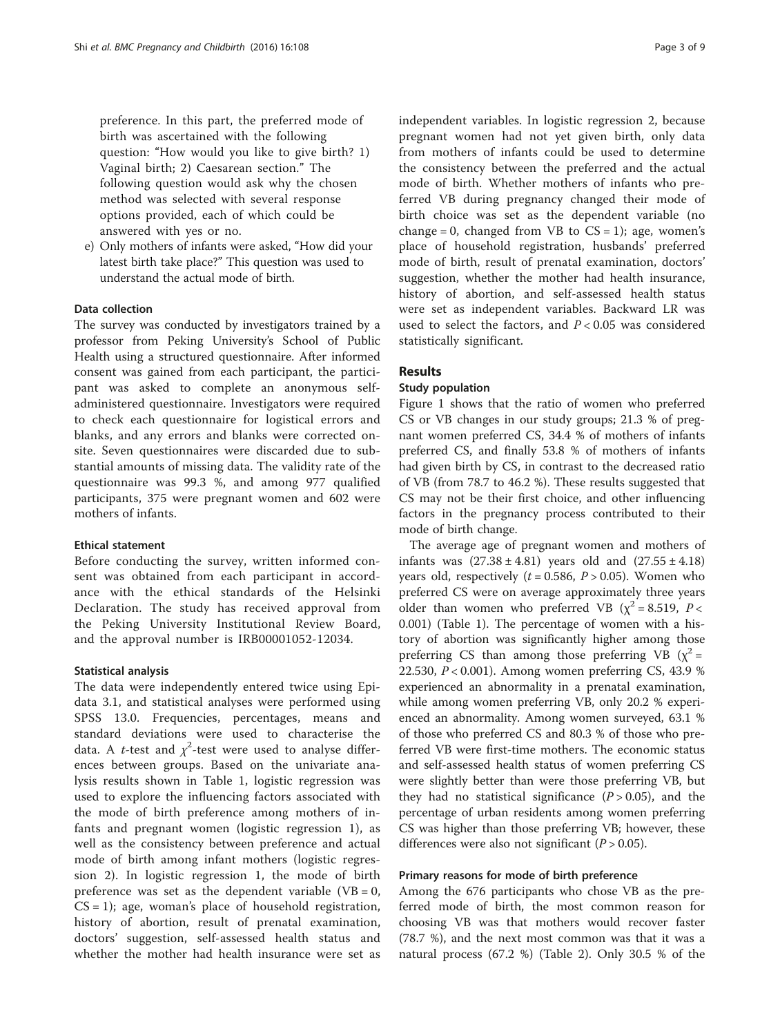preference. In this part, the preferred mode of birth was ascertained with the following question: "How would you like to give birth? 1) Vaginal birth; 2) Caesarean section." The following question would ask why the chosen method was selected with several response options provided, each of which could be answered with yes or no.

e) Only mothers of infants were asked, "How did your latest birth take place?" This question was used to understand the actual mode of birth.

### Data collection

The survey was conducted by investigators trained by a professor from Peking University's School of Public Health using a structured questionnaire. After informed consent was gained from each participant, the participant was asked to complete an anonymous self-administered questionnaire. Investigators were required to check each questionnaire for logistical errors and blanks, and any errors and blanks were corrected on-site. Seven questionnaires were discarded due to substantial amounts of missing data. The validity rate of the questionnaire was 99.3 %, and among 977 qualified participants, 375 were pregnant women and 602 were mothers of infants.

### Ethical statement

Before conducting the survey, written informed consent was obtained from each participant in accordance with the ethical standards of the Helsinki Declaration. The study has received approval from the Peking University Institutional Review Board, and the approval number is IRB00001052-12034.

### Statistical analysis

The data were independently entered twice using Epidata 3.1, and statistical analyses were performed using SPSS 13.0. Frequencies, percentages, means and standard deviations were used to characterise the data. A $t$-test and $\chi^2$-test were used to analyse differences between groups. Based on the univariate analysis results shown in Table 1, logistic regression was used to explore the influencing factors associated with the mode of birth preference among mothers of infants and pregnant women (logistic regression 1), as well as the consistency between preference and actual mode of birth among infant mothers (logistic regression 2). In logistic regression 1, the mode of birth preference was set as the dependent variable (VB = 0, CS = 1); age, woman's place of household registration, history of abortion, result of prenatal examination, doctors' suggestion, self-assessed health status and whether the mother had health insurance were set as independent variables. In logistic regression 2, because pregnant women had not yet given birth, only data from mothers of infants could be used to determine the consistency between the preferred and the actual mode of birth. Whether mothers of infants who preferred VB during pregnancy changed their mode of birth choice was set as the dependent variable (no change = 0, changed from VB to CS = 1); age, women's place of household registration, husbands' preferred mode of birth, result of prenatal examination, doctors' suggestion, whether the mother had health insurance, history of abortion, and self-assessed health status were set as independent variables. Backward LR was used to select the factors, and $P < 0.05$ was considered statistically significant.

## Results

### Study population

Figure 1 shows that the ratio of women who preferred CS or VB changes in our study groups; 21.3 % of pregnant women preferred CS, 34.4 % of mothers of infants preferred CS, and finally 53.8 % of mothers of infants had given birth by CS, in contrast to the decreased ratio of VB (from 78.7 to 46.2 %). These results suggested that CS may not be their first choice, and other influencing factors in the pregnancy process contributed to their mode of birth change.

The average age of pregnant women and mothers of infants was (27.38 ± 4.81) years old and (27.55 ± 4.18) years old, respectively ($t = 0.586$, $P > 0.05$). Women who preferred CS were on average approximately three years older than women who preferred VB ($\chi^2 = 8.519$, $P < 0.001$) (Table 1). The percentage of women with a history of abortion was significantly higher among those preferring CS than among those preferring VB ($\chi^2 = 22.530$, $P < 0.001$). Among women preferring CS, 43.9 % experienced an abnormality in a prenatal examination, while among women preferring VB, only 20.2 % experienced an abnormality. Among women surveyed, 63.1 % of those who preferred CS and 80.3 % of those who preferred VB were first-time mothers. The economic status and self-assessed health status of women preferring CS were slightly better than were those preferring VB, but they had no statistical significance ($P > 0.05$), and the percentage of urban residents among women preferring CS was higher than those preferring VB; however, these differences were also not significant ($P > 0.05$).

### Primary reasons for mode of birth preference

Among the 676 participants who chose VB as the preferred mode of birth, the most common reason for choosing VB was that mothers would recover faster (78.7 %), and the next most common was that it was a natural process (67.2 %) (Table 2). Only 30.5 % of the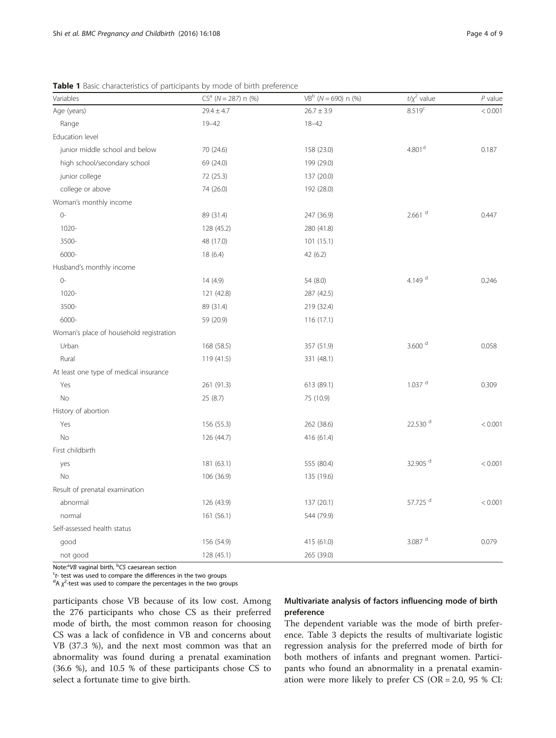**Table 1** Basic characteristics of participants by mode of birth preference

| Variables | CS[a] (N = 287) n (%) | VB[b] (N = 690) n (%) | $t/\chi^2$ value | P value |
|---|---|---|---|---|
| Age (years) | 29.4 ± 4.7 | 26.7 ± 3.9 | 8.519[c] | < 0.001 |
| Range | 19–42 | 18–42 | | |
| Education level | | | | |
| junior middle school and below | 70 (24.6) | 158 (23.0) | 4.801[d] | 0.187 |
| high school/secondary school | 69 (24.0) | 199 (29.0) | | |
| junior college | 72 (25.3) | 137 (20.0) | | |
| college or above | 74 (26.0) | 192 (28.0) | | |
| Woman's monthly income | | | | |
| 0- | 89 (31.4) | 247 (36.9) | 2.661 [d] | 0.447 |
| 1020- | 128 (45.2) | 280 (41.8) | | |
| 3500- | 48 (17.0) | 101 (15.1) | | |
| 6000- | 18 (6.4) | 42 (6.2) | | |
| Husband's monthly income | | | | |
| 0- | 14 (4.9) | 54 (8.0) | 4.149 [d] | 0.246 |
| 1020- | 121 (42.8) | 287 (42.5) | | |
| 3500- | 89 (31.4) | 219 (32.4) | | |
| 6000- | 59 (20.9) | 116 (17.1) | | |
| Woman's place of household registration | | | | |
| Urban | 168 (58.5) | 357 (51.9) | 3.600 [d] | 0.058 |
| Rural | 119 (41.5) | 331 (48.1) | | |
| At least one type of medical insurance | | | | |
| Yes | 261 (91.3) | 613 (89.1) | 1.037 [d] | 0.309 |
| No | 25 (8.7) | 75 (10.9) | | |
| History of abortion | | | | |
| Yes | 156 (55.3) | 262 (38.6) | 22.530 [d] | < 0.001 |
| No | 126 (44.7) | 416 (61.4) | | |
| First childbirth | | | | |
| yes | 181 (63.1) | 555 (80.4) | 32.905 [d] | < 0.001 |
| No | 106 (36.9) | 135 (19.6) | | |
| Result of prenatal examination | | | | |
| abnormal | 126 (43.9) | 137 (20.1) | 57.725 [d] | < 0.001 |
| normal | 161 (56.1) | 544 (79.9) | | |
| Self-assessed health status | | | | |
| good | 156 (54.9) | 415 (61.0) | 3.087 [d] | 0.079 |
| not good | 128 (45.1) | 265 (39.0) | | |

Note:[a]*VB* vaginal birth, [b]*CS* caesarean section
[c]*t*- test was used to compare the differences in the two groups
[d]A $\chi^2$-test was used to compare the percentages in the two groups

participants chose VB because of its low cost. Among the 276 participants who chose CS as their preferred mode of birth, the most common reason for choosing CS was a lack of confidence in VB and concerns about VB (37.3 %), and the next most common was that an abnormality was found during a prenatal examination (36.6 %), and 10.5 % of these participants chose CS to select a fortunate time to give birth.

### Multivariate analysis of factors influencing mode of birth preference

The dependent variable was the mode of birth preference. Table 3 depicts the results of multivariate logistic regression analysis for the preferred mode of birth for both mothers of infants and pregnant women. Participants who found an abnormality in a prenatal examination were more likely to prefer CS (OR = 2.0, 95 % CI: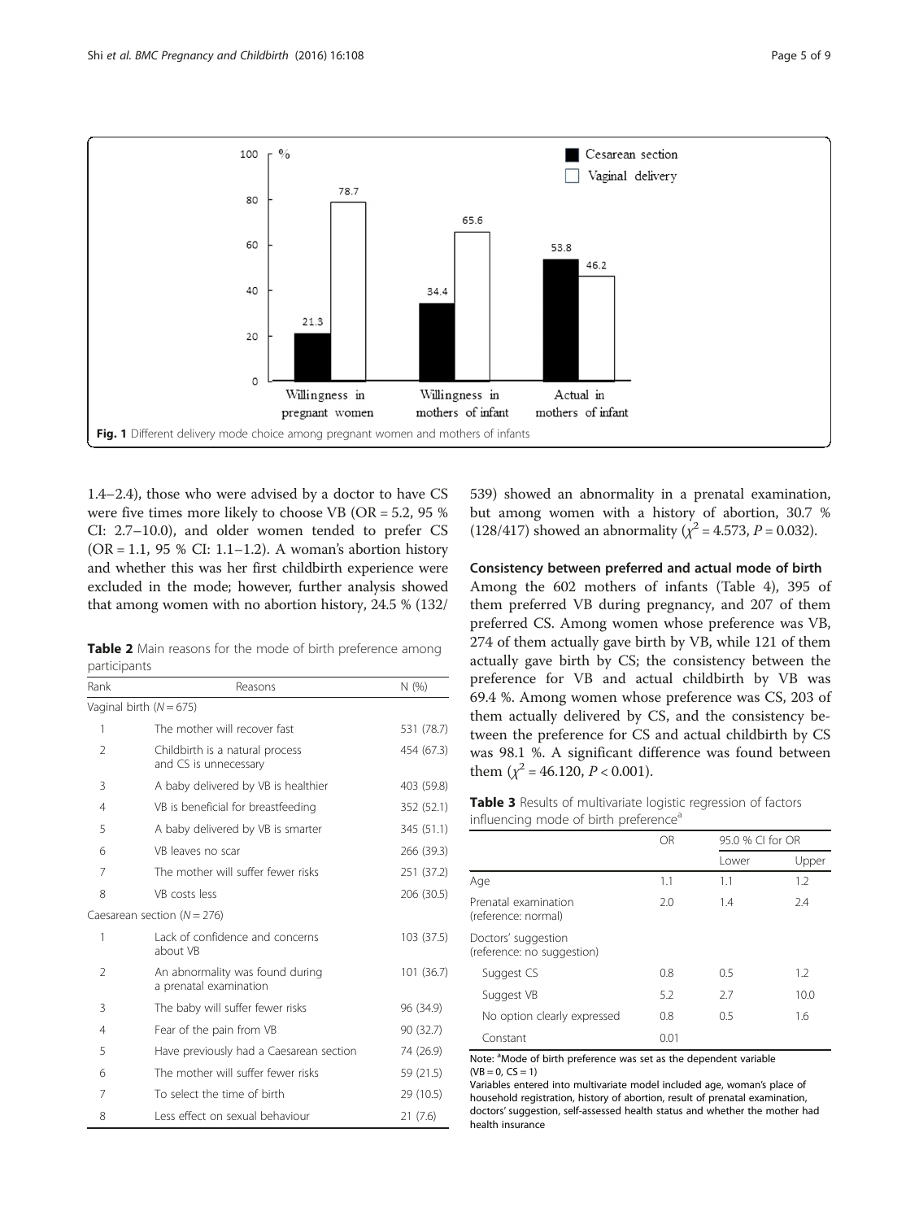Fig. 1 Different delivery mode choice among pregnant women and mothers of infants

1.4–2.4), those who were advised by a doctor to have CS were five times more likely to choose VB (OR = 5.2, 95 % CI: 2.7–10.0), and older women tended to prefer CS (OR = 1.1, 95 % CI: 1.1–1.2). A woman's abortion history and whether this was her first childbirth experience were excluded in the mode; however, further analysis showed that among women with no abortion history, 24.5 % (132/539) showed an abnormality in a prenatal examination, but among women with a history of abortion, 30.7 % (128/417) showed an abnormality ($\chi^2 = 4.573$, $P = 0.032$).

**Table 2** Main reasons for the mode of birth preference among participants

| Rank | Reasons | N (%) |
|---|---|---|
| Vaginal birth ($N = 675$) | | |
| 1 | The mother will recover fast | 531 (78.7) |
| 2 | Childbirth is a natural process and CS is unnecessary | 454 (67.3) |
| 3 | A baby delivered by VB is healthier | 403 (59.8) |
| 4 | VB is beneficial for breastfeeding | 352 (52.1) |
| 5 | A baby delivered by VB is smarter | 345 (51.1) |
| 6 | VB leaves no scar | 266 (39.3) |
| 7 | The mother will suffer fewer risks | 251 (37.2) |
| 8 | VB costs less | 206 (30.5) |
| Caesarean section ($N = 276$) | | |
| 1 | Lack of confidence and concerns about VB | 103 (37.5) |
| 2 | An abnormality was found during a prenatal examination | 101 (36.7) |
| 3 | The baby will suffer fewer risks | 96 (34.9) |
| 4 | Fear of the pain from VB | 90 (32.7) |
| 5 | Have previously had a Caesarean section | 74 (26.9) |
| 6 | The mother will suffer fewer risks | 59 (21.5) |
| 7 | To select the time of birth | 29 (10.5) |
| 8 | Less effect on sexual behaviour | 21 (7.6) |

### Consistency between preferred and actual mode of birth

Among the 602 mothers of infants (Table 4), 395 of them preferred VB during pregnancy, and 207 of them preferred CS. Among women whose preference was VB, 274 of them actually gave birth by VB, while 121 of them actually gave birth by CS; the consistency between the preference for VB and actual childbirth by VB was 69.4 %. Among women whose preference was CS, 203 of them actually delivered by CS, and the consistency between the preference for CS and actual childbirth by CS was 98.1 %. A significant difference was found between them ($\chi^2 = 46.120$, $P < 0.001$).

**Table 3** Results of multivariate logistic regression of factors influencing mode of birth preference[a]

| | OR | 95.0 % CI for OR | |
|---|---|---|---|
| | | Lower | Upper |
| Age | 1.1 | 1.1 | 1.2 |
| Prenatal examination (reference: normal) | 2.0 | 1.4 | 2.4 |
| Doctors' suggestion (reference: no suggestion) | | | |
| Suggest CS | 0.8 | 0.5 | 1.2 |
| Suggest VB | 5.2 | 2.7 | 10.0 |
| No option clearly expressed | 0.8 | 0.5 | 1.6 |
| Constant | 0.01 | | |

Note: [a]Mode of birth preference was set as the dependent variable (VB = 0, CS = 1)
Variables entered into multivariate model included age, woman's place of household registration, history of abortion, result of prenatal examination, doctors' suggestion, self-assessed health status and whether the mother had health insurance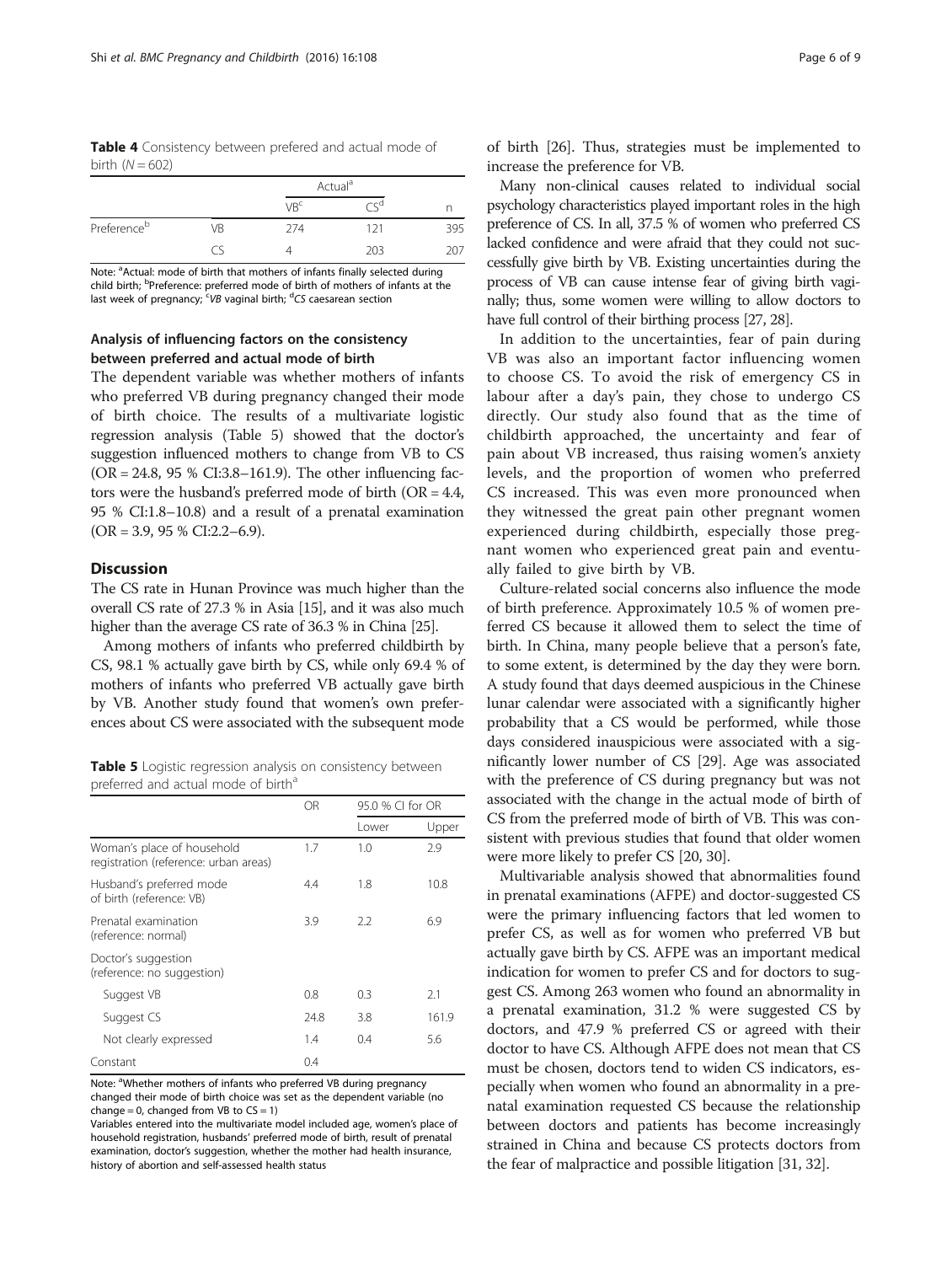**Table 4** Consistency between prefered and actual mode of birth ($N = 602$)

| | | Actual[a] | | |
|---|---|---|---|---|
| | | VB[c] | CS[d] | n |
| Preference[b] | VB | 274 | 121 | 395 |
| | CS | 4 | 203 | 207 |

Note: [a]Actual: mode of birth that mothers of infants finally selected during child birth; [b]Preference: preferred mode of birth of mothers of infants at the last week of pregnancy; [c]*VB* vaginal birth; [d]*CS* caesarean section

### Analysis of influencing factors on the consistency between preferred and actual mode of birth

The dependent variable was whether mothers of infants who preferred VB during pregnancy changed their mode of birth choice. The results of a multivariate logistic regression analysis (Table 5) showed that the doctor's suggestion influenced mothers to change from VB to CS (OR = 24.8, 95 % CI:3.8–161.9). The other influencing factors were the husband's preferred mode of birth (OR = 4.4, 95 % CI:1.8–10.8) and a result of a prenatal examination (OR = 3.9, 95 % CI:2.2–6.9).

## Discussion

The CS rate in Hunan Province was much higher than the overall CS rate of 27.3 % in Asia [15], and it was also much higher than the average CS rate of 36.3 % in China [25].

Among mothers of infants who preferred childbirth by CS, 98.1 % actually gave birth by CS, while only 69.4 % of mothers of infants who preferred VB actually gave birth by VB. Another study found that women's own preferences about CS were associated with the subsequent mode

**Table 5** Logistic regression analysis on consistency between preferred and actual mode of birth[a]

| | OR | 95.0 % CI for OR | |
|---|---|---|---|
| | | Lower | Upper |
| Woman's place of household registration (reference: urban areas) | 1.7 | 1.0 | 2.9 |
| Husband's preferred mode of birth (reference: VB) | 4.4 | 1.8 | 10.8 |
| Prenatal examination (reference: normal) | 3.9 | 2.2 | 6.9 |
| Doctor's suggestion (reference: no suggestion) | | | |
| Suggest VB | 0.8 | 0.3 | 2.1 |
| Suggest CS | 24.8 | 3.8 | 161.9 |
| Not clearly expressed | 1.4 | 0.4 | 5.6 |
| Constant | 0.4 | | |

Note: [a]Whether mothers of infants who preferred VB during pregnancy changed their mode of birth choice was set as the dependent variable (no change = 0, changed from VB to CS = 1)
Variables entered into the multivariate model included age, women's place of household registration, husbands' preferred mode of birth, result of prenatal examination, doctor's suggestion, whether the mother had health insurance, history of abortion and self-assessed health status

of birth [26]. Thus, strategies must be implemented to increase the preference for VB.

Many non-clinical causes related to individual social psychology characteristics played important roles in the high preference of CS. In all, 37.5 % of women who preferred CS lacked confidence and were afraid that they could not successfully give birth by VB. Existing uncertainties during the process of VB can cause intense fear of giving birth vaginally; thus, some women were willing to allow doctors to have full control of their birthing process [27, 28].

In addition to the uncertainties, fear of pain during VB was also an important factor influencing women to choose CS. To avoid the risk of emergency CS in labour after a day's pain, they chose to undergo CS directly. Our study also found that as the time of childbirth approached, the uncertainty and fear of pain about VB increased, thus raising women's anxiety levels, and the proportion of women who preferred CS increased. This was even more pronounced when they witnessed the great pain other pregnant women experienced during childbirth, especially those pregnant women who experienced great pain and eventually failed to give birth by VB.

Culture-related social concerns also influence the mode of birth preference. Approximately 10.5 % of women preferred CS because it allowed them to select the time of birth. In China, many people believe that a person's fate, to some extent, is determined by the day they were born. A study found that days deemed auspicious in the Chinese lunar calendar were associated with a significantly higher probability that a CS would be performed, while those days considered inauspicious were associated with a significantly lower number of CS [29]. Age was associated with the preference of CS during pregnancy but was not associated with the change in the actual mode of birth of CS from the preferred mode of birth of VB. This was consistent with previous studies that found that older women were more likely to prefer CS [20, 30].

Multivariable analysis showed that abnormalities found in prenatal examinations (AFPE) and doctor-suggested CS were the primary influencing factors that led women to prefer CS, as well as for women who preferred VB but actually gave birth by CS. AFPE was an important medical indication for women to prefer CS and for doctors to suggest CS. Among 263 women who found an abnormality in a prenatal examination, 31.2 % were suggested CS by doctors, and 47.9 % preferred CS or agreed with their doctor to have CS. Although AFPE does not mean that CS must be chosen, doctors tend to widen CS indicators, especially when women who found an abnormality in a prenatal examination requested CS because the relationship between doctors and patients has become increasingly strained in China and because CS protects doctors from the fear of malpractice and possible litigation [31, 32].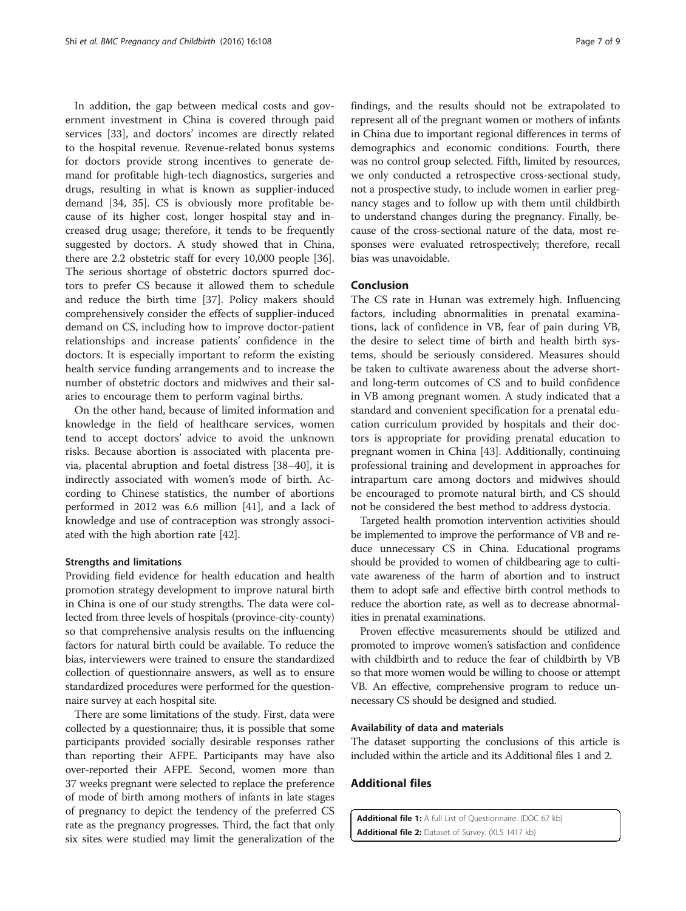In addition, the gap between medical costs and government investment in China is covered through paid services [33], and doctors' incomes are directly related to the hospital revenue. Revenue-related bonus systems for doctors provide strong incentives to generate demand for profitable high-tech diagnostics, surgeries and drugs, resulting in what is known as supplier-induced demand [34, 35]. CS is obviously more profitable because of its higher cost, longer hospital stay and increased drug usage; therefore, it tends to be frequently suggested by doctors. A study showed that in China, there are 2.2 obstetric staff for every 10,000 people [36]. The serious shortage of obstetric doctors spurred doctors to prefer CS because it allowed them to schedule and reduce the birth time [37]. Policy makers should comprehensively consider the effects of supplier-induced demand on CS, including how to improve doctor-patient relationships and increase patients' confidence in the doctors. It is especially important to reform the existing health service funding arrangements and to increase the number of obstetric doctors and midwives and their salaries to encourage them to perform vaginal births.

On the other hand, because of limited information and knowledge in the field of healthcare services, women tend to accept doctors' advice to avoid the unknown risks. Because abortion is associated with placenta previa, placental abruption and foetal distress [38–40], it is indirectly associated with women's mode of birth. According to Chinese statistics, the number of abortions performed in 2012 was 6.6 million [41], and a lack of knowledge and use of contraception was strongly associated with the high abortion rate [42].

### Strengths and limitations

Providing field evidence for health education and health promotion strategy development to improve natural birth in China is one of our study strengths. The data were collected from three levels of hospitals (province-city-county) so that comprehensive analysis results on the influencing factors for natural birth could be available. To reduce the bias, interviewers were trained to ensure the standardized collection of questionnaire answers, as well as to ensure standardized procedures were performed for the questionnaire survey at each hospital site.

There are some limitations of the study. First, data were collected by a questionnaire; thus, it is possible that some participants provided socially desirable responses rather than reporting their AFPE. Participants may have also over-reported their AFPE. Second, women more than 37 weeks pregnant were selected to replace the preference of mode of birth among mothers of infants in late stages of pregnancy to depict the tendency of the preferred CS rate as the pregnancy progresses. Third, the fact that only six sites were studied may limit the generalization of the findings, and the results should not be extrapolated to represent all of the pregnant women or mothers of infants in China due to important regional differences in terms of demographics and economic conditions. Fourth, there was no control group selected. Fifth, limited by resources, we only conducted a retrospective cross-sectional study, not a prospective study, to include women in earlier pregnancy stages and to follow up with them until childbirth to understand changes during the pregnancy. Finally, because of the cross-sectional nature of the data, most responses were evaluated retrospectively; therefore, recall bias was unavoidable.

## Conclusion

The CS rate in Hunan was extremely high. Influencing factors, including abnormalities in prenatal examinations, lack of confidence in VB, fear of pain during VB, the desire to select time of birth and health birth systems, should be seriously considered. Measures should be taken to cultivate awareness about the adverse short- and long-term outcomes of CS and to build confidence in VB among pregnant women. A study indicated that a standard and convenient specification for a prenatal education curriculum provided by hospitals and their doctors is appropriate for providing prenatal education to pregnant women in China [43]. Additionally, continuing professional training and development in approaches for intrapartum care among doctors and midwives should be encouraged to promote natural birth, and CS should not be considered the best method to address dystocia.

Targeted health promotion intervention activities should be implemented to improve the performance of VB and reduce unnecessary CS in China. Educational programs should be provided to women of childbearing age to cultivate awareness of the harm of abortion and to instruct them to adopt safe and effective birth control methods to reduce the abortion rate, as well as to decrease abnormalities in prenatal examinations.

Proven effective measurements should be utilized and promoted to improve women's satisfaction and confidence with childbirth and to reduce the fear of childbirth by VB so that more women would be willing to choose or attempt VB. An effective, comprehensive program to reduce unnecessary CS should be designed and studied.

### Availability of data and materials

The dataset supporting the conclusions of this article is included within the article and its Additional files 1 and 2.

## Additional files

**Additional file 1:** A full List of Questionnaire. (DOC 67 kb)

**Additional file 2:** Dataset of Survey. (XLS 1417 kb)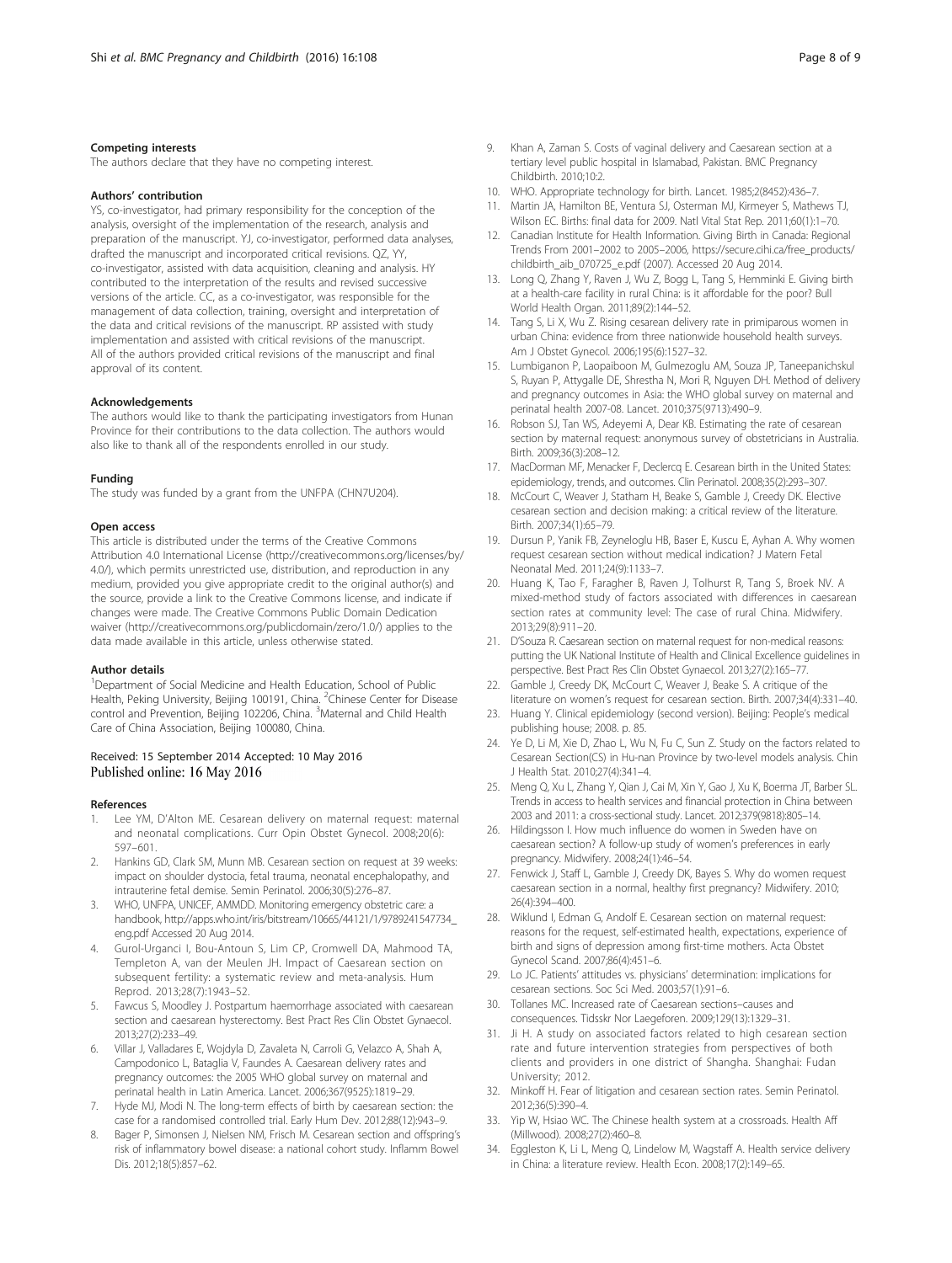### Competing interests

The authors declare that they have no competing interest.

### Authors' contribution

YS, co-investigator, had primary responsibility for the conception of the analysis, oversight of the implementation of the research, analysis and preparation of the manuscript. YJ, co-investigator, performed data analyses, drafted the manuscript and incorporated critical revisions. QZ, YY, co-investigator, assisted with data acquisition, cleaning and analysis. HY contributed to the interpretation of the results and revised successive versions of the article. CC, as a co-investigator, was responsible for the management of data collection, training, oversight and interpretation of the data and critical revisions of the manuscript. RP assisted with study implementation and assisted with critical revisions of the manuscript. All of the authors provided critical revisions of the manuscript and final approval of its content.

### Acknowledgements

The authors would like to thank the participating investigators from Hunan Province for their contributions to the data collection. The authors would also like to thank all of the respondents enrolled in our study.

### Funding

The study was funded by a grant from the UNFPA (CHN7U204).

### Open access

This article is distributed under the terms of the Creative Commons Attribution 4.0 International License (http://creativecommons.org/licenses/by/4.0/), which permits unrestricted use, distribution, and reproduction in any medium, provided you give appropriate credit to the original author(s) and the source, provide a link to the Creative Commons license, and indicate if changes were made. The Creative Commons Public Domain Dedication waiver (http://creativecommons.org/publicdomain/zero/1.0/) applies to the data made available in this article, unless otherwise stated.

### Author details

[1]Department of Social Medicine and Health Education, School of Public Health, Peking University, Beijing 100191, China. [2]Chinese Center for Disease control and Prevention, Beijing 102206, China. [3]Maternal and Child Health Care of China Association, Beijing 100080, China.

Received: 15 September 2014 Accepted: 10 May 2016
Published online: 16 May 2016

### References

1. Lee YM, D'Alton ME. Cesarean delivery on maternal request: maternal and neonatal complications. Curr Opin Obstet Gynecol. 2008;20(6):597–601.
2. Hankins GD, Clark SM, Munn MB. Cesarean section on request at 39 weeks: impact on shoulder dystocia, fetal trauma, neonatal encephalopathy, and intrauterine fetal demise. Semin Perinatol. 2006;30(5):276–87.
3. WHO, UNFPA, UNICEF, AMMDD. Monitoring emergency obstetric care: a handbook, http://apps.who.int/iris/bitstream/10665/44121/1/9789241547734_eng.pdf Accessed 20 Aug 2014.
4. Gurol-Urganci I, Bou-Antoun S, Lim CP, Cromwell DA, Mahmood TA, Templeton A, van der Meulen JH. Impact of Caesarean section on subsequent fertility: a systematic review and meta-analysis. Hum Reprod. 2013;28(7):1943–52.
5. Fawcus S, Moodley J. Postpartum haemorrhage associated with caesarean section and caesarean hysterectomy. Best Pract Res Clin Obstet Gynaecol. 2013;27(2):233–49.
6. Villar J, Valladares E, Wojdyla D, Zavaleta N, Carroli G, Velazco A, Shah A, Campodonico L, Bataglia V, Faundes A. Caesarean delivery rates and pregnancy outcomes: the 2005 WHO global survey on maternal and perinatal health in Latin America. Lancet. 2006;367(9525):1819–29.
7. Hyde MJ, Modi N. The long-term effects of birth by caesarean section: the case for a randomised controlled trial. Early Hum Dev. 2012;88(12):943–9.
8. Bager P, Simonsen J, Nielsen NM, Frisch M. Cesarean section and offspring's risk of inflammatory bowel disease: a national cohort study. Inflamm Bowel Dis. 2012;18(5):857–62.
9. Khan A, Zaman S. Costs of vaginal delivery and Caesarean section at a tertiary level public hospital in Islamabad, Pakistan. BMC Pregnancy Childbirth. 2010;10:2.
10. WHO. Appropriate technology for birth. Lancet. 1985;2(8452):436–7.
11. Martin JA, Hamilton BE, Ventura SJ, Osterman MJ, Kirmeyer S, Mathews TJ, Wilson EC. Births: final data for 2009. Natl Vital Stat Rep. 2011;60(1):1–70.
12. Canadian Institute for Health Information. Giving Birth in Canada: Regional Trends From 2001–2002 to 2005–2006, https://secure.cihi.ca/free_products/childbirth_aib_070725_e.pdf (2007). Accessed 20 Aug 2014.
13. Long Q, Zhang Y, Raven J, Wu Z, Bogg L, Tang S, Hemminki E. Giving birth at a health-care facility in rural China: is it affordable for the poor? Bull World Health Organ. 2011;89(2):144–52.
14. Tang S, Li X, Wu Z. Rising cesarean delivery rate in primiparous women in urban China: evidence from three nationwide household health surveys. Am J Obstet Gynecol. 2006;195(6):1527–32.
15. Lumbiganon P, Laopaiboon M, Gulmezoglu AM, Souza JP, Taneepanichskul S, Ruyan P, Attygalle DE, Shrestha N, Mori R, Nguyen DH. Method of delivery and pregnancy outcomes in Asia: the WHO global survey on maternal and perinatal health 2007-08. Lancet. 2010;375(9713):490–9.
16. Robson SJ, Tan WS, Adeyemi A, Dear KB. Estimating the rate of cesarean section by maternal request: anonymous survey of obstetricians in Australia. Birth. 2009;36(3):208–12.
17. MacDorman MF, Menacker F, Declercq E. Cesarean birth in the United States: epidemiology, trends, and outcomes. Clin Perinatol. 2008;35(2):293–307.
18. McCourt C, Weaver J, Statham H, Beake S, Gamble J, Creedy DK. Elective cesarean section and decision making: a critical review of the literature. Birth. 2007;34(1):65–79.
19. Dursun P, Yanik FB, Zeyneloglu HB, Baser E, Kuscu E, Ayhan A. Why women request cesarean section without medical indication? J Matern Fetal Neonatal Med. 2011;24(9):1133–7.
20. Huang K, Tao F, Faragher B, Raven J, Tolhurst R, Tang S, Broek NV. A mixed-method study of factors associated with differences in caesarean section rates at community level: The case of rural China. Midwifery. 2013;29(8):911–20.
21. D'Souza R. Caesarean section on maternal request for non-medical reasons: putting the UK National Institute of Health and Clinical Excellence guidelines in perspective. Best Pract Res Clin Obstet Gynaecol. 2013;27(2):165–77.
22. Gamble J, Creedy DK, McCourt C, Weaver J, Beake S. A critique of the literature on women's request for cesarean section. Birth. 2007;34(4):331–40.
23. Huang Y. Clinical epidemiology (second version). Beijing: People's medical publishing house; 2008. p. 85.
24. Ye D, Li M, Xie D, Zhao L, Wu N, Fu C, Sun Z. Study on the factors related to Cesarean Section(CS) in Hu-nan Province by two-level models analysis. Chin J Health Stat. 2010;27(4):341–4.
25. Meng Q, Xu L, Zhang Y, Qian J, Cai M, Xin Y, Gao J, Xu K, Boerma JT, Barber SL. Trends in access to health services and financial protection in China between 2003 and 2011: a cross-sectional study. Lancet. 2012;379(9818):805–14.
26. Hildingsson I. How much influence do women in Sweden have on caesarean section? A follow-up study of women's preferences in early pregnancy. Midwifery. 2008;24(1):46–54.
27. Fenwick J, Staff L, Gamble J, Creedy DK, Bayes S. Why do women request caesarean section in a normal, healthy first pregnancy? Midwifery. 2010;26(4):394–400.
28. Wiklund I, Edman G, Andolf E. Cesarean section on maternal request: reasons for the request, self-estimated health, expectations, experience of birth and signs of depression among first-time mothers. Acta Obstet Gynecol Scand. 2007;86(4):451–6.
29. Lo JC. Patients' attitudes vs. physicians' determination: implications for cesarean sections. Soc Sci Med. 2003;57(1):91–6.
30. Tollanes MC. Increased rate of Caesarean sections–causes and consequences. Tidsskr Nor Laegeforen. 2009;129(13):1329–31.
31. Ji H. A study on associated factors related to high cesarean section rate and future intervention strategies from perspectives of both clients and providers in one district of Shangha. Shanghai: Fudan University; 2012.
32. Minkoff H. Fear of litigation and cesarean section rates. Semin Perinatol. 2012;36(5):390–4.
33. Yip W, Hsiao WC. The Chinese health system at a crossroads. Health Aff (Millwood). 2008;27(2):460–8.
34. Eggleston K, Li L, Meng Q, Lindelow M, Wagstaff A. Health service delivery in China: a literature review. Health Econ. 2008;17(2):149–65.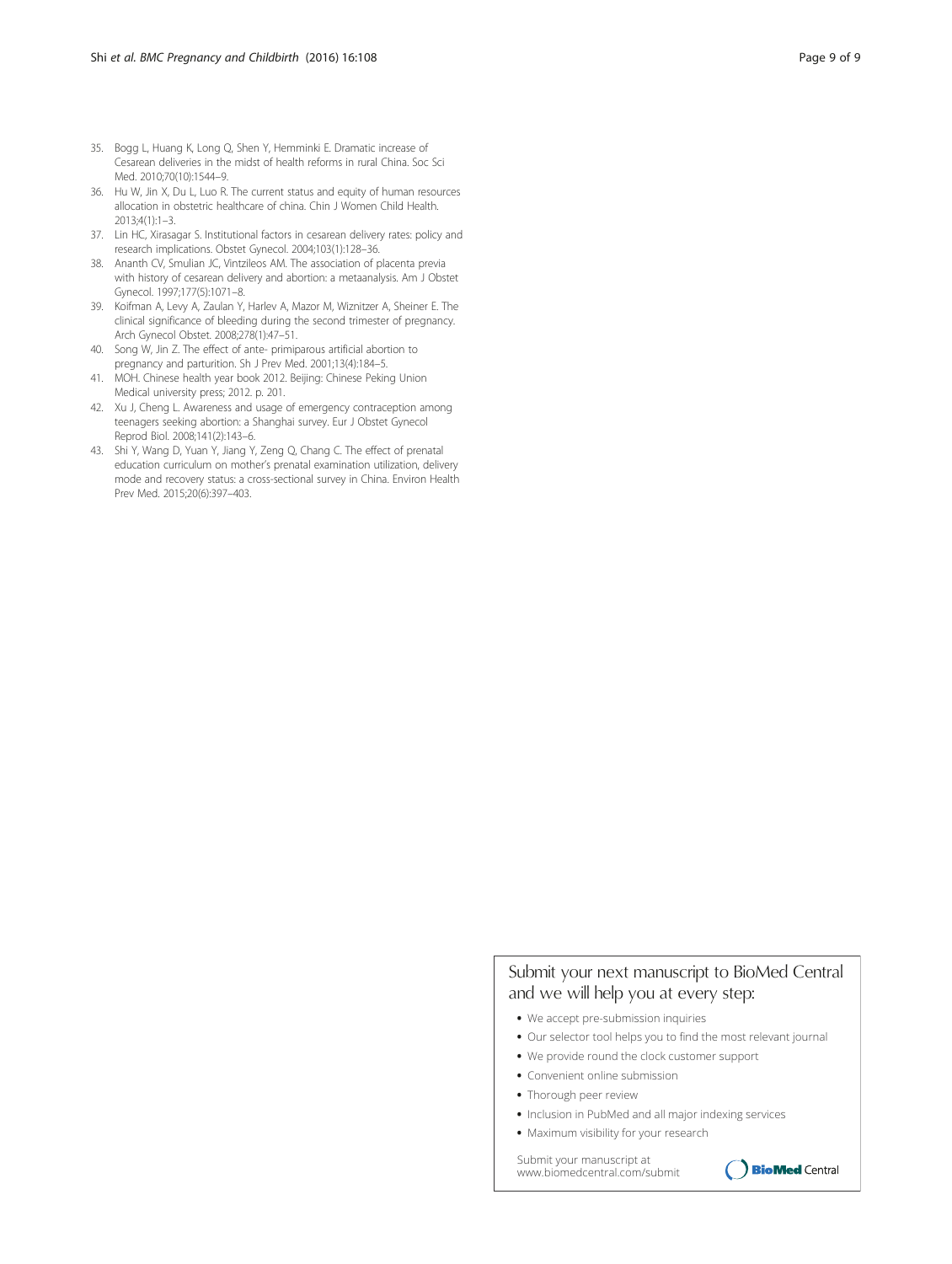35. Bogg L, Huang K, Long Q, Shen Y, Hemminki E. Dramatic increase of Cesarean deliveries in the midst of health reforms in rural China. Soc Sci Med. 2010;70(10):1544–9.
36. Hu W, Jin X, Du L, Luo R. The current status and equity of human resources allocation in obstetric healthcare of china. Chin J Women Child Health. 2013;4(1):1–3.
37. Lin HC, Xirasagar S. Institutional factors in cesarean delivery rates: policy and research implications. Obstet Gynecol. 2004;103(1):128–36.
38. Ananth CV, Smulian JC, Vintzileos AM. The association of placenta previa with history of cesarean delivery and abortion: a metaanalysis. Am J Obstet Gynecol. 1997;177(5):1071–8.
39. Koifman A, Levy A, Zaulan Y, Harlev A, Mazor M, Wiznitzer A, Sheiner E. The clinical significance of bleeding during the second trimester of pregnancy. Arch Gynecol Obstet. 2008;278(1):47–51.
40. Song W, Jin Z. The effect of ante- primiparous artificial abortion to pregnancy and parturition. Sh J Prev Med. 2001;13(4):184–5.
41. MOH. Chinese health year book 2012. Beijing: Chinese Peking Union Medical university press; 2012. p. 201.
42. Xu J, Cheng L. Awareness and usage of emergency contraception among teenagers seeking abortion: a Shanghai survey. Eur J Obstet Gynecol Reprod Biol. 2008;141(2):143–6.
43. Shi Y, Wang D, Yuan Y, Jiang Y, Zeng Q, Chang C. The effect of prenatal education curriculum on mother's prenatal examination utilization, delivery mode and recovery status: a cross-sectional survey in China. Environ Health Prev Med. 2015;20(6):397–403.

Submit your next manuscript to BioMed Central and we will help you at every step:

- We accept pre-submission inquiries
- Our selector tool helps you to find the most relevant journal
- We provide round the clock customer support
- Convenient online submission
- Thorough peer review
- Inclusion in PubMed and all major indexing services
- Maximum visibility for your research

Submit your manuscript at
www.biomedcentral.com/submit

BioMed Central